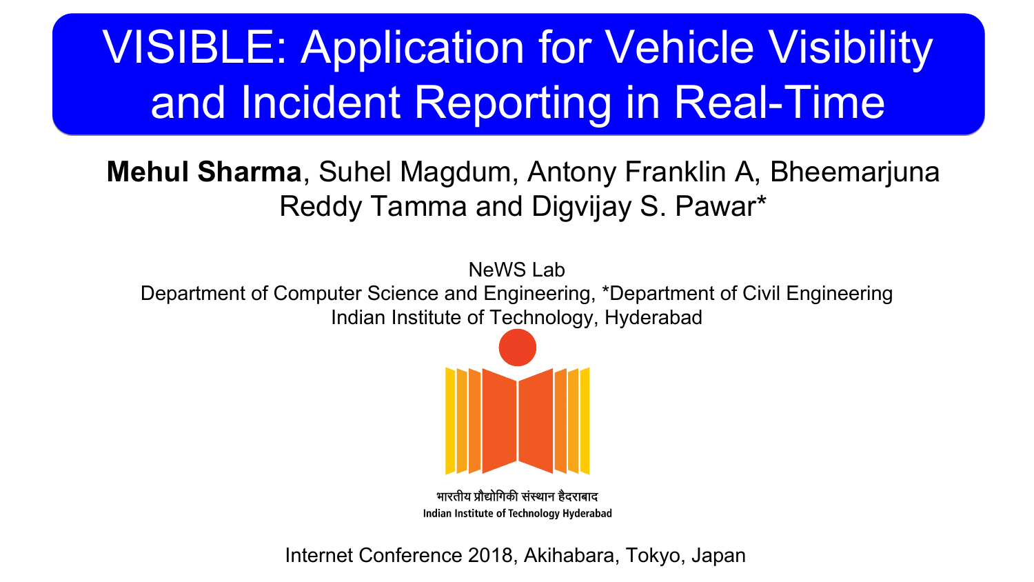# VISIBLE: Application for Vehicle Visibility and Incident Reporting in Real-Time

**Mehul Sharma**, Suhel Magdum, Antony Franklin A, Bheemarjuna Reddy Tamma and Digvijay S. Pawar*

NeWS Lab

Department of Computer Science and Engineering, *Department of Civil Engineering

Indian Institute of Technology, Hyderabad

भारतीय प्रौद्योगिकी संस्थान हैदराबाद

Indian Institute of Technology Hyderabad

Internet Conference 2018, Akihabara, Tokyo, Japan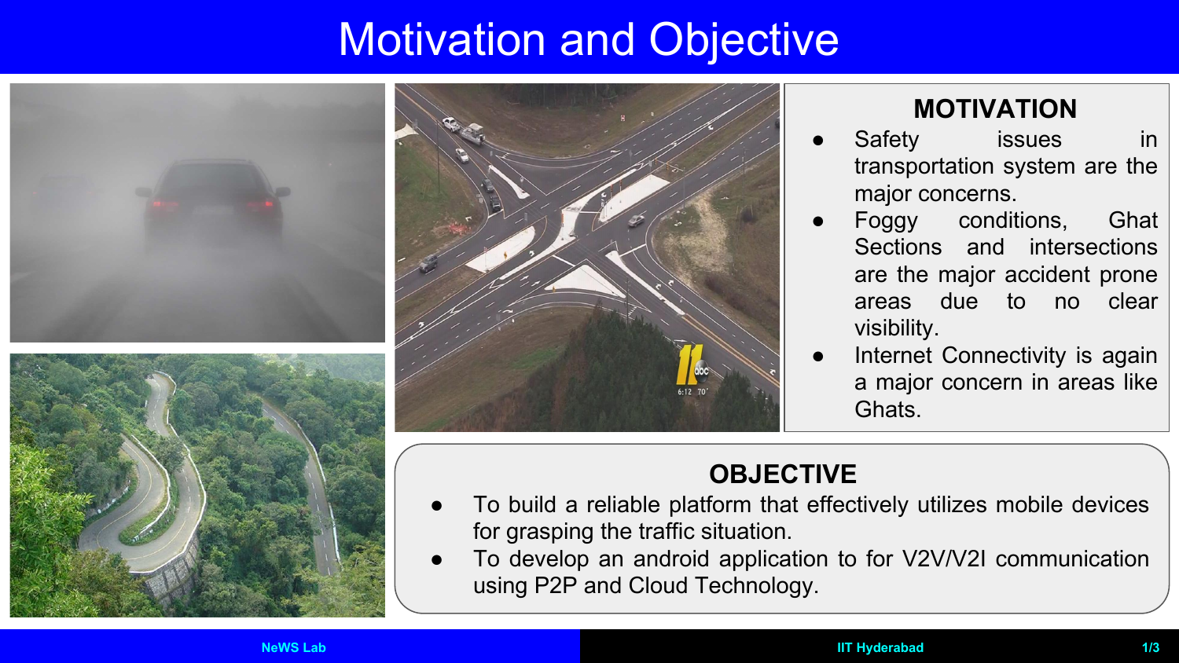# Motivation and Objective

## MOTIVATION

- Safety issues in transportation system are the major concerns.
- Foggy conditions, Ghat Sections and intersections are the major accident prone areas due to no clear visibility.
- Internet Connectivity is again a major concern in areas like Ghats.

## OBJECTIVE

- To build a reliable platform that effectively utilizes mobile devices for grasping the traffic situation.
- To develop an android application to for V2V/V2I communication using P2P and Cloud Technology.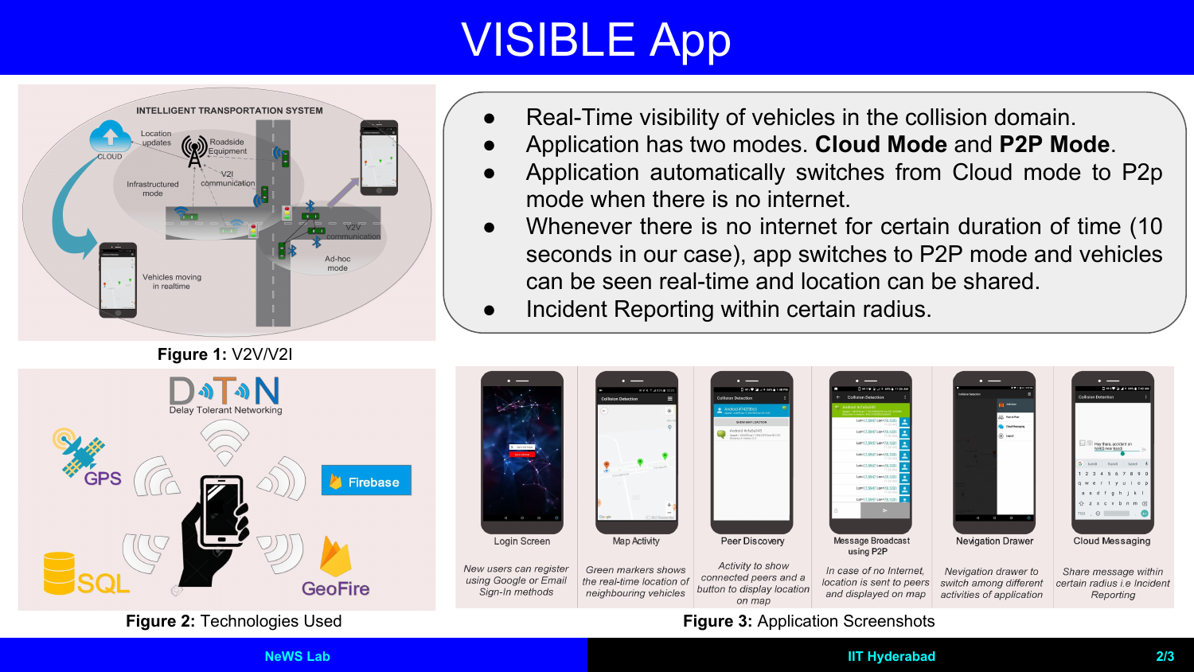# VISIBLE App

- Real-Time visibility of vehicles in the collision domain.
- Application has two modes. **Cloud Mode** and **P2P Mode**.
- Application automatically switches from Cloud mode to P2p mode when there is no internet.
- Whenever there is no internet for certain duration of time (10 seconds in our case), app switches to P2P mode and vehicles can be seen real-time and location can be shared.
- Incident Reporting within certain radius.

**Figure 1:** V2V/V2I

**Figure 2:** Technologies Used

| Login Screen | Map Activity | Peer Discovery | Message Broadcast using P2P | Nevigation Drawer | Cloud Messaging |
|---|---|---|---|---|---|
| *New users can register using Google or Email Sign-In methods* | *Green markers shows the real-time location of neighbouring vehicles* | *Activity to show connected peers and a button to display location on map* | *In case of no Internet, location is sent to peers and displayed on map* | *Nevigation drawer to switch among different activities of application* | *Share message within certain radius i.e Incident Reporting* |

**Figure 3:** Application Screenshots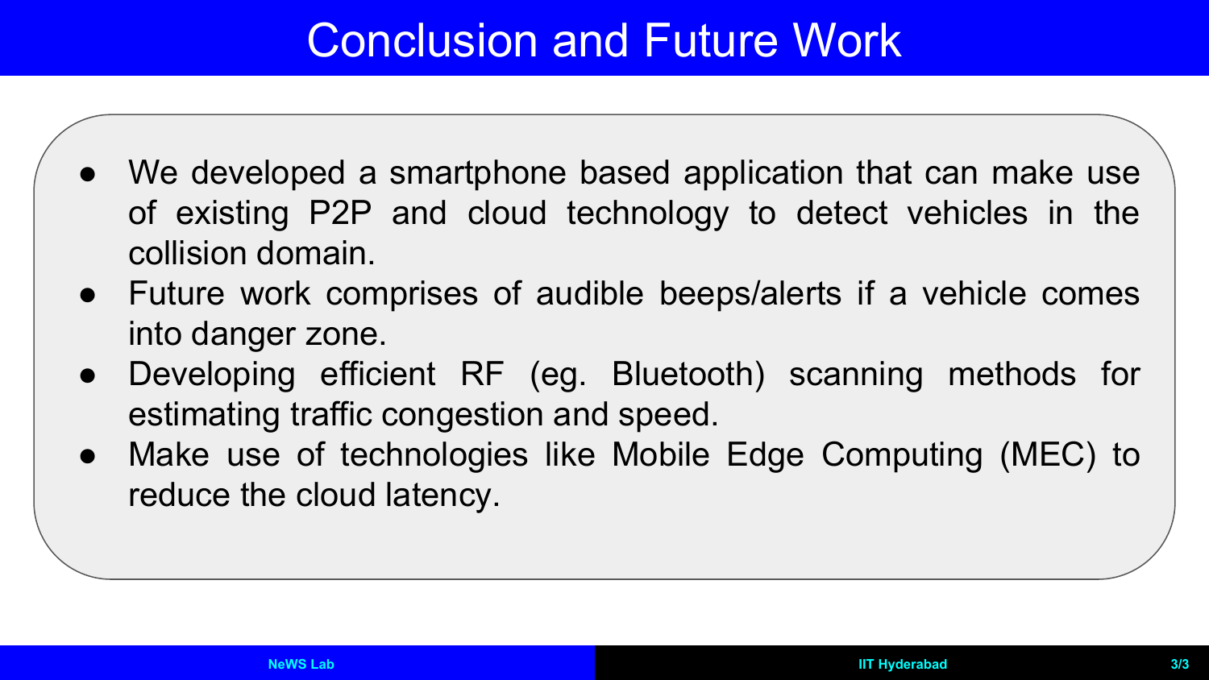# Conclusion and Future Work

- We developed a smartphone based application that can make use of existing P2P and cloud technology to detect vehicles in the collision domain.
- Future work comprises of audible beeps/alerts if a vehicle comes into danger zone.
- Developing efficient RF (eg. Bluetooth) scanning methods for estimating traffic congestion and speed.
- Make use of technologies like Mobile Edge Computing (MEC) to reduce the cloud latency.